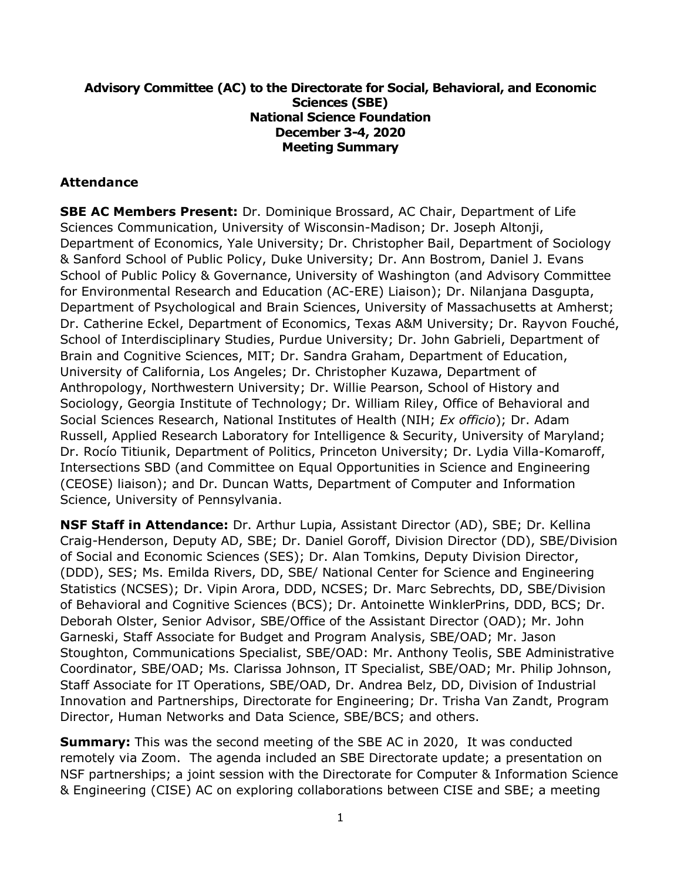**Advisory Committee (AC) to the Directorate for Social, Behavioral, and Economic Sciences (SBE)**
**National Science Foundation**
**December 3-4, 2020**
**Meeting Summary**

## Attendance

**SBE AC Members Present:** Dr. Dominique Brossard, AC Chair, Department of Life Sciences Communication, University of Wisconsin-Madison; Dr. Joseph Altonji, Department of Economics, Yale University; Dr. Christopher Bail, Department of Sociology & Sanford School of Public Policy, Duke University; Dr. Ann Bostrom, Daniel J. Evans School of Public Policy & Governance, University of Washington (and Advisory Committee for Environmental Research and Education (AC-ERE) Liaison); Dr. Nilanjana Dasgupta, Department of Psychological and Brain Sciences, University of Massachusetts at Amherst; Dr. Catherine Eckel, Department of Economics, Texas A&M University; Dr. Rayvon Fouché, School of Interdisciplinary Studies, Purdue University; Dr. John Gabrieli, Department of Brain and Cognitive Sciences, MIT; Dr. Sandra Graham, Department of Education, University of California, Los Angeles; Dr. Christopher Kuzawa, Department of Anthropology, Northwestern University; Dr. Willie Pearson, School of History and Sociology, Georgia Institute of Technology; Dr. William Riley, Office of Behavioral and Social Sciences Research, National Institutes of Health (NIH; *Ex officio*); Dr. Adam Russell, Applied Research Laboratory for Intelligence & Security, University of Maryland; Dr. Rocío Titiunik, Department of Politics, Princeton University; Dr. Lydia Villa-Komaroff, Intersections SBD (and Committee on Equal Opportunities in Science and Engineering (CEOSE) liaison); and Dr. Duncan Watts, Department of Computer and Information Science, University of Pennsylvania.

**NSF Staff in Attendance:** Dr. Arthur Lupia, Assistant Director (AD), SBE; Dr. Kellina Craig-Henderson, Deputy AD, SBE; Dr. Daniel Goroff, Division Director (DD), SBE/Division of Social and Economic Sciences (SES); Dr. Alan Tomkins, Deputy Division Director, (DDD), SES; Ms. Emilda Rivers, DD, SBE/ National Center for Science and Engineering Statistics (NCSES); Dr. Vipin Arora, DDD, NCSES; Dr. Marc Sebrechts, DD, SBE/Division of Behavioral and Cognitive Sciences (BCS); Dr. Antoinette WinklerPrins, DDD, BCS; Dr. Deborah Olster, Senior Advisor, SBE/Office of the Assistant Director (OAD); Mr. John Garneski, Staff Associate for Budget and Program Analysis, SBE/OAD; Mr. Jason Stoughton, Communications Specialist, SBE/OAD: Mr. Anthony Teolis, SBE Administrative Coordinator, SBE/OAD; Ms. Clarissa Johnson, IT Specialist, SBE/OAD; Mr. Philip Johnson, Staff Associate for IT Operations, SBE/OAD, Dr. Andrea Belz, DD, Division of Industrial Innovation and Partnerships, Directorate for Engineering; Dr. Trisha Van Zandt, Program Director, Human Networks and Data Science, SBE/BCS; and others.

**Summary:** This was the second meeting of the SBE AC in 2020, It was conducted remotely via Zoom. The agenda included an SBE Directorate update; a presentation on NSF partnerships; a joint session with the Directorate for Computer & Information Science & Engineering (CISE) AC on exploring collaborations between CISE and SBE; a meeting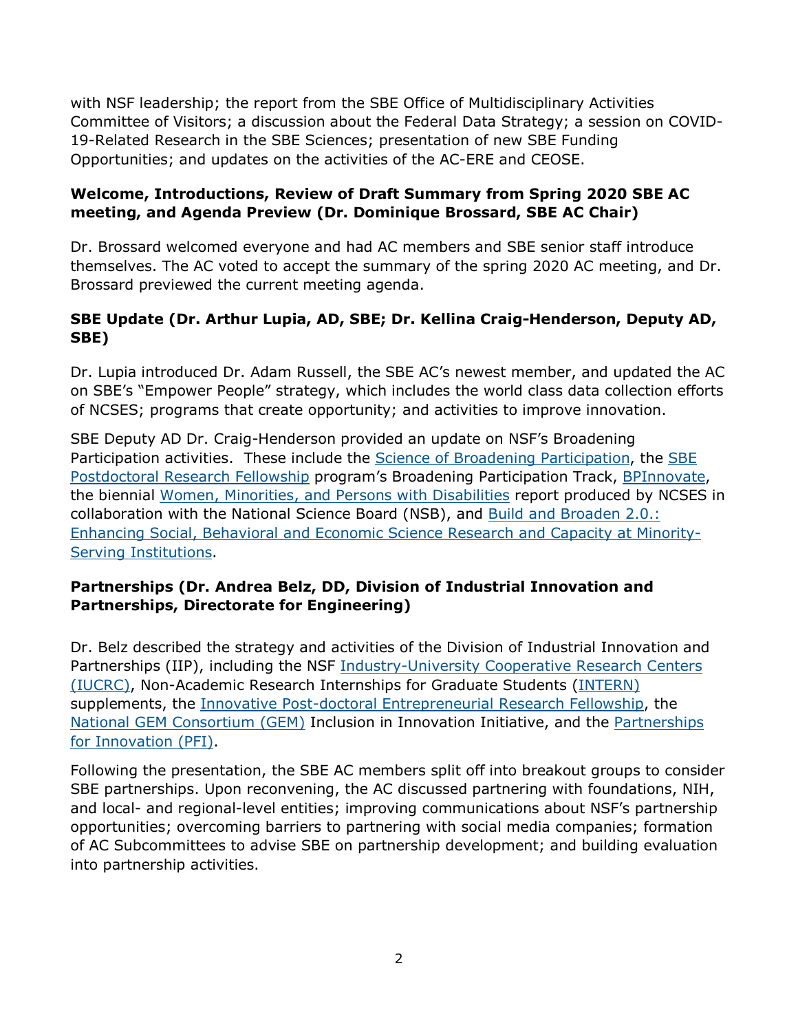with NSF leadership; the report from the SBE Office of Multidisciplinary Activities Committee of Visitors; a discussion about the Federal Data Strategy; a session on COVID-19-Related Research in the SBE Sciences; presentation of new SBE Funding Opportunities; and updates on the activities of the AC-ERE and CEOSE.

**Welcome, Introductions, Review of Draft Summary from Spring 2020 SBE AC meeting, and Agenda Preview (Dr. Dominique Brossard, SBE AC Chair)**

Dr. Brossard welcomed everyone and had AC members and SBE senior staff introduce themselves. The AC voted to accept the summary of the spring 2020 AC meeting, and Dr. Brossard previewed the current meeting agenda.

**SBE Update (Dr. Arthur Lupia, AD, SBE; Dr. Kellina Craig-Henderson, Deputy AD, SBE)**

Dr. Lupia introduced Dr. Adam Russell, the SBE AC's newest member, and updated the AC on SBE's "Empower People" strategy, which includes the world class data collection efforts of NCSES; programs that create opportunity; and activities to improve innovation.

SBE Deputy AD Dr. Craig-Henderson provided an update on NSF's Broadening Participation activities. These include the Science of Broadening Participation, the SBE Postdoctoral Research Fellowship program's Broadening Participation Track, BPInnovate, the biennial Women, Minorities, and Persons with Disabilities report produced by NCSES in collaboration with the National Science Board (NSB), and Build and Broaden 2.0.: Enhancing Social, Behavioral and Economic Science Research and Capacity at Minority-Serving Institutions.

**Partnerships (Dr. Andrea Belz, DD, Division of Industrial Innovation and Partnerships, Directorate for Engineering)**

Dr. Belz described the strategy and activities of the Division of Industrial Innovation and Partnerships (IIP), including the NSF Industry-University Cooperative Research Centers (IUCRC), Non-Academic Research Internships for Graduate Students (INTERN) supplements, the Innovative Post-doctoral Entrepreneurial Research Fellowship, the National GEM Consortium (GEM) Inclusion in Innovation Initiative, and the Partnerships for Innovation (PFI).

Following the presentation, the SBE AC members split off into breakout groups to consider SBE partnerships. Upon reconvening, the AC discussed partnering with foundations, NIH, and local- and regional-level entities; improving communications about NSF's partnership opportunities; overcoming barriers to partnering with social media companies; formation of AC Subcommittees to advise SBE on partnership development; and building evaluation into partnership activities.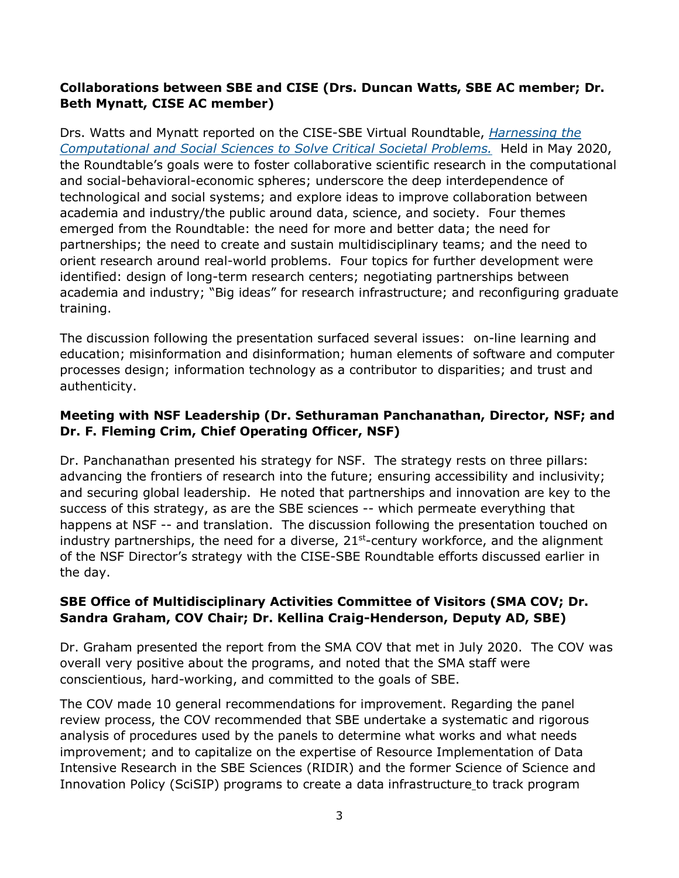**Collaborations between SBE and CISE (Drs. Duncan Watts, SBE AC member; Dr. Beth Mynatt, CISE AC member)**

Drs. Watts and Mynatt reported on the CISE-SBE Virtual Roundtable, *Harnessing the Computational and Social Sciences to Solve Critical Societal Problems.* Held in May 2020, the Roundtable's goals were to foster collaborative scientific research in the computational and social-behavioral-economic spheres; underscore the deep interdependence of technological and social systems; and explore ideas to improve collaboration between academia and industry/the public around data, science, and society. Four themes emerged from the Roundtable: the need for more and better data; the need for partnerships; the need to create and sustain multidisciplinary teams; and the need to orient research around real-world problems. Four topics for further development were identified: design of long-term research centers; negotiating partnerships between academia and industry; "Big ideas" for research infrastructure; and reconfiguring graduate training.

The discussion following the presentation surfaced several issues: on-line learning and education; misinformation and disinformation; human elements of software and computer processes design; information technology as a contributor to disparities; and trust and authenticity.

**Meeting with NSF Leadership (Dr. Sethuraman Panchanathan, Director, NSF; and Dr. F. Fleming Crim, Chief Operating Officer, NSF)**

Dr. Panchanathan presented his strategy for NSF. The strategy rests on three pillars: advancing the frontiers of research into the future; ensuring accessibility and inclusivity; and securing global leadership. He noted that partnerships and innovation are key to the success of this strategy, as are the SBE sciences -- which permeate everything that happens at NSF -- and translation. The discussion following the presentation touched on industry partnerships, the need for a diverse, 21st-century workforce, and the alignment of the NSF Director's strategy with the CISE-SBE Roundtable efforts discussed earlier in the day.

**SBE Office of Multidisciplinary Activities Committee of Visitors (SMA COV; Dr. Sandra Graham, COV Chair; Dr. Kellina Craig-Henderson, Deputy AD, SBE)**

Dr. Graham presented the report from the SMA COV that met in July 2020. The COV was overall very positive about the programs, and noted that the SMA staff were conscientious, hard-working, and committed to the goals of SBE.

The COV made 10 general recommendations for improvement. Regarding the panel review process, the COV recommended that SBE undertake a systematic and rigorous analysis of procedures used by the panels to determine what works and what needs improvement; and to capitalize on the expertise of Resource Implementation of Data Intensive Research in the SBE Sciences (RIDIR) and the former Science of Science and Innovation Policy (SciSIP) programs to create a data infrastructure to track program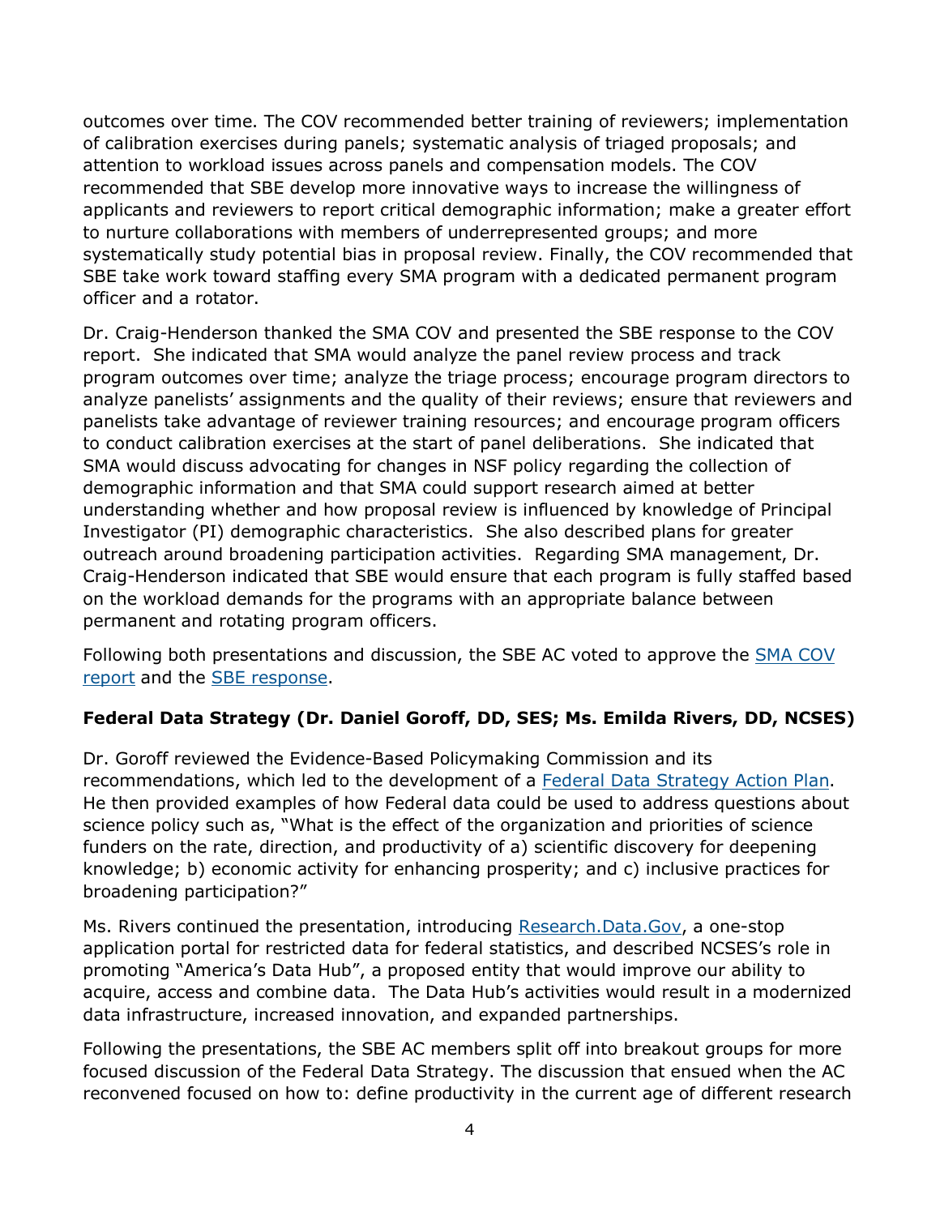outcomes over time. The COV recommended better training of reviewers; implementation of calibration exercises during panels; systematic analysis of triaged proposals; and attention to workload issues across panels and compensation models. The COV recommended that SBE develop more innovative ways to increase the willingness of applicants and reviewers to report critical demographic information; make a greater effort to nurture collaborations with members of underrepresented groups; and more systematically study potential bias in proposal review. Finally, the COV recommended that SBE take work toward staffing every SMA program with a dedicated permanent program officer and a rotator.

Dr. Craig-Henderson thanked the SMA COV and presented the SBE response to the COV report. She indicated that SMA would analyze the panel review process and track program outcomes over time; analyze the triage process; encourage program directors to analyze panelists' assignments and the quality of their reviews; ensure that reviewers and panelists take advantage of reviewer training resources; and encourage program officers to conduct calibration exercises at the start of panel deliberations. She indicated that SMA would discuss advocating for changes in NSF policy regarding the collection of demographic information and that SMA could support research aimed at better understanding whether and how proposal review is influenced by knowledge of Principal Investigator (PI) demographic characteristics. She also described plans for greater outreach around broadening participation activities. Regarding SMA management, Dr. Craig-Henderson indicated that SBE would ensure that each program is fully staffed based on the workload demands for the programs with an appropriate balance between permanent and rotating program officers.

Following both presentations and discussion, the SBE AC voted to approve the SMA COV report and the SBE response.

**Federal Data Strategy (Dr. Daniel Goroff, DD, SES; Ms. Emilda Rivers, DD, NCSES)**

Dr. Goroff reviewed the Evidence-Based Policymaking Commission and its recommendations, which led to the development of a Federal Data Strategy Action Plan. He then provided examples of how Federal data could be used to address questions about science policy such as, "What is the effect of the organization and priorities of science funders on the rate, direction, and productivity of a) scientific discovery for deepening knowledge; b) economic activity for enhancing prosperity; and c) inclusive practices for broadening participation?"

Ms. Rivers continued the presentation, introducing Research.Data.Gov, a one-stop application portal for restricted data for federal statistics, and described NCSES's role in promoting "America's Data Hub", a proposed entity that would improve our ability to acquire, access and combine data. The Data Hub's activities would result in a modernized data infrastructure, increased innovation, and expanded partnerships.

Following the presentations, the SBE AC members split off into breakout groups for more focused discussion of the Federal Data Strategy. The discussion that ensued when the AC reconvened focused on how to: define productivity in the current age of different research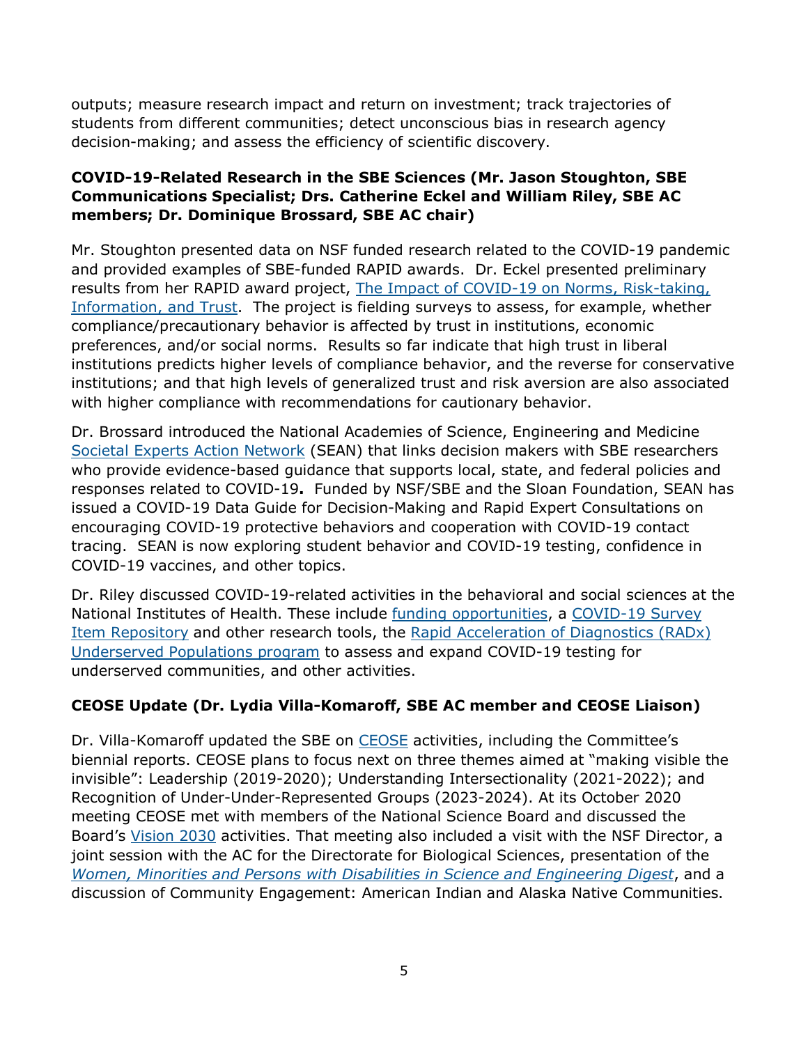outputs; measure research impact and return on investment; track trajectories of students from different communities; detect unconscious bias in research agency decision-making; and assess the efficiency of scientific discovery.

**COVID-19-Related Research in the SBE Sciences (Mr. Jason Stoughton, SBE Communications Specialist; Drs. Catherine Eckel and William Riley, SBE AC members; Dr. Dominique Brossard, SBE AC chair)**

Mr. Stoughton presented data on NSF funded research related to the COVID-19 pandemic and provided examples of SBE-funded RAPID awards. Dr. Eckel presented preliminary results from her RAPID award project, The Impact of COVID-19 on Norms, Risk-taking, Information, and Trust. The project is fielding surveys to assess, for example, whether compliance/precautionary behavior is affected by trust in institutions, economic preferences, and/or social norms. Results so far indicate that high trust in liberal institutions predicts higher levels of compliance behavior, and the reverse for conservative institutions; and that high levels of generalized trust and risk aversion are also associated with higher compliance with recommendations for cautionary behavior.

Dr. Brossard introduced the National Academies of Science, Engineering and Medicine Societal Experts Action Network (SEAN) that links decision makers with SBE researchers who provide evidence-based guidance that supports local, state, and federal policies and responses related to COVID-19**.** Funded by NSF/SBE and the Sloan Foundation, SEAN has issued a COVID-19 Data Guide for Decision-Making and Rapid Expert Consultations on encouraging COVID-19 protective behaviors and cooperation with COVID-19 contact tracing. SEAN is now exploring student behavior and COVID-19 testing, confidence in COVID-19 vaccines, and other topics.

Dr. Riley discussed COVID-19-related activities in the behavioral and social sciences at the National Institutes of Health. These include funding opportunities, a COVID-19 Survey Item Repository and other research tools, the Rapid Acceleration of Diagnostics (RADx) Underserved Populations program to assess and expand COVID-19 testing for underserved communities, and other activities.

**CEOSE Update (Dr. Lydia Villa-Komaroff, SBE AC member and CEOSE Liaison)**

Dr. Villa-Komaroff updated the SBE on CEOSE activities, including the Committee's biennial reports. CEOSE plans to focus next on three themes aimed at "making visible the invisible": Leadership (2019-2020); Understanding Intersectionality (2021-2022); and Recognition of Under-Under-Represented Groups (2023-2024). At its October 2020 meeting CEOSE met with members of the National Science Board and discussed the Board's Vision 2030 activities. That meeting also included a visit with the NSF Director, a joint session with the AC for the Directorate for Biological Sciences, presentation of the *Women, Minorities and Persons with Disabilities in Science and Engineering Digest*, and a discussion of Community Engagement: American Indian and Alaska Native Communities.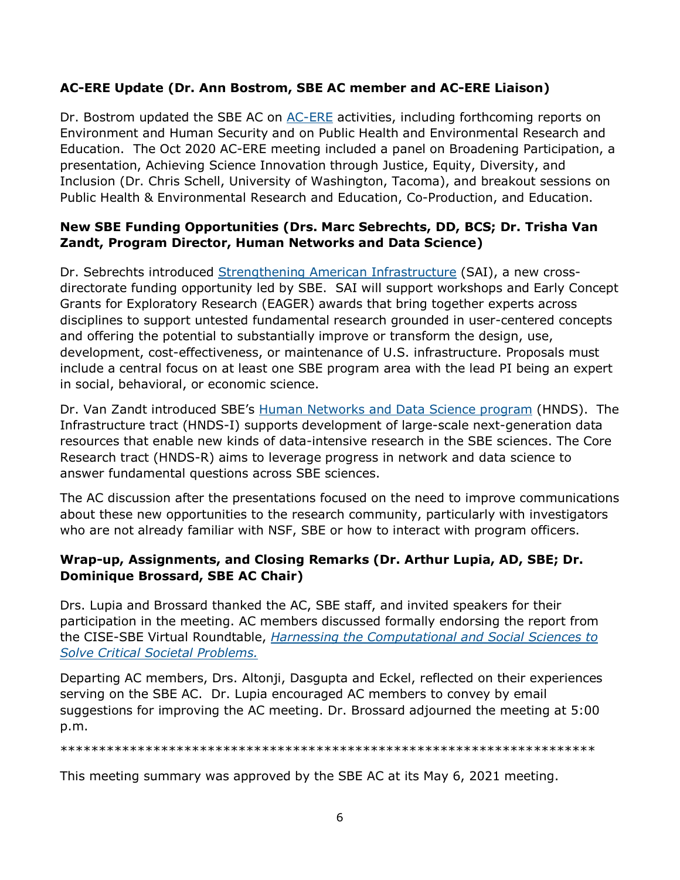**AC-ERE Update (Dr. Ann Bostrom, SBE AC member and AC-ERE Liaison)**

Dr. Bostrom updated the SBE AC on AC-ERE activities, including forthcoming reports on Environment and Human Security and on Public Health and Environmental Research and Education. The Oct 2020 AC-ERE meeting included a panel on Broadening Participation, a presentation, Achieving Science Innovation through Justice, Equity, Diversity, and Inclusion (Dr. Chris Schell, University of Washington, Tacoma), and breakout sessions on Public Health & Environmental Research and Education, Co-Production, and Education.

**New SBE Funding Opportunities (Drs. Marc Sebrechts, DD, BCS; Dr. Trisha Van Zandt, Program Director, Human Networks and Data Science)**

Dr. Sebrechts introduced Strengthening American Infrastructure (SAI), a new cross-directorate funding opportunity led by SBE. SAI will support workshops and Early Concept Grants for Exploratory Research (EAGER) awards that bring together experts across disciplines to support untested fundamental research grounded in user-centered concepts and offering the potential to substantially improve or transform the design, use, development, cost-effectiveness, or maintenance of U.S. infrastructure. Proposals must include a central focus on at least one SBE program area with the lead PI being an expert in social, behavioral, or economic science.

Dr. Van Zandt introduced SBE's Human Networks and Data Science program (HNDS). The Infrastructure tract (HNDS-I) supports development of large-scale next-generation data resources that enable new kinds of data-intensive research in the SBE sciences. The Core Research tract (HNDS-R) aims to leverage progress in network and data science to answer fundamental questions across SBE sciences.

The AC discussion after the presentations focused on the need to improve communications about these new opportunities to the research community, particularly with investigators who are not already familiar with NSF, SBE or how to interact with program officers.

**Wrap-up, Assignments, and Closing Remarks (Dr. Arthur Lupia, AD, SBE; Dr. Dominique Brossard, SBE AC Chair)**

Drs. Lupia and Brossard thanked the AC, SBE staff, and invited speakers for their participation in the meeting. AC members discussed formally endorsing the report from the CISE-SBE Virtual Roundtable, *Harnessing the Computational and Social Sciences to Solve Critical Societal Problems.*

Departing AC members, Drs. Altonji, Dasgupta and Eckel, reflected on their experiences serving on the SBE AC. Dr. Lupia encouraged AC members to convey by email suggestions for improving the AC meeting. Dr. Brossard adjourned the meeting at 5:00 p.m.

**********************************************************************

This meeting summary was approved by the SBE AC at its May 6, 2021 meeting.